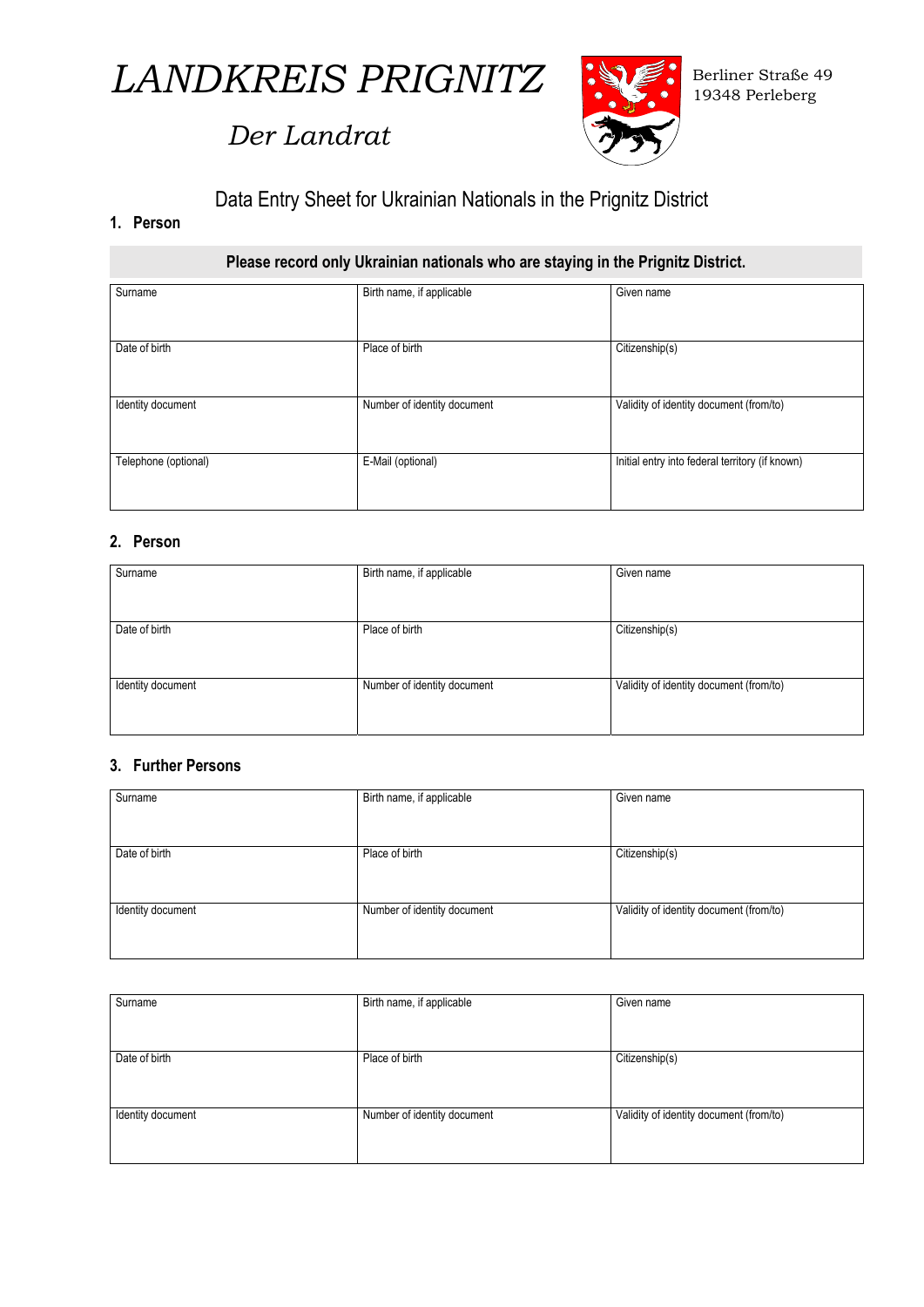# *LANDKREIS PRIGNITZ*

*Der Landrat*

Berliner Straße 49
19348 Perleberg

## Data Entry Sheet for Ukrainian Nationals in the Prignitz District

### 1. Person

**Please record only Ukrainian nationals who are staying in the Prignitz District.**

| Surname | Birth name, if applicable | Given name |
|---|---|---|
| Date of birth | Place of birth | Citizenship(s) |
| Identity document | Number of identity document | Validity of identity document (from/to) |
| Telephone (optional) | E-Mail (optional) | Initial entry into federal territory (if known) |

### 2. Person

| Surname | Birth name, if applicable | Given name |
|---|---|---|
| Date of birth | Place of birth | Citizenship(s) |
| Identity document | Number of identity document | Validity of identity document (from/to) |

### 3. Further Persons

| Surname | Birth name, if applicable | Given name |
|---|---|---|
| Date of birth | Place of birth | Citizenship(s) |
| Identity document | Number of identity document | Validity of identity document (from/to) |

| Surname | Birth name, if applicable | Given name |
|---|---|---|
| Date of birth | Place of birth | Citizenship(s) |
| Identity document | Number of identity document | Validity of identity document (from/to) |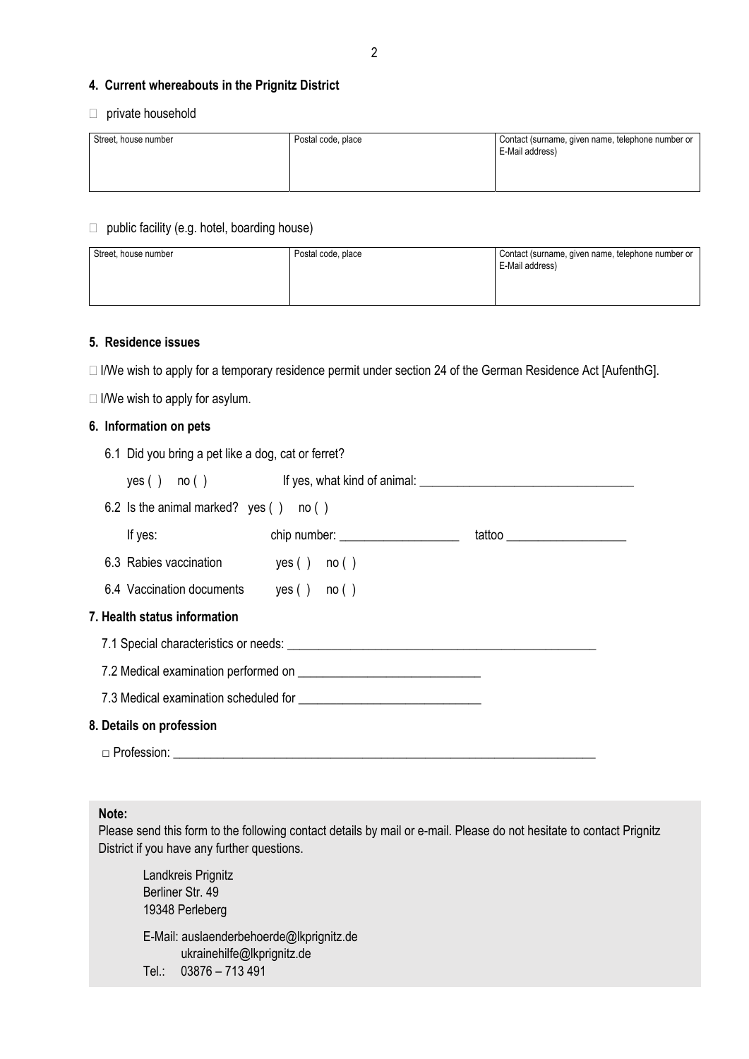## 4. Current whereabouts in the Prignitz District

☐ private household

| Street, house number | Postal code, place | Contact (surname, given name, telephone number or E-Mail address) |
| --- | --- | --- |
| | | |

☐ public facility (e.g. hotel, boarding house)

| Street, house number | Postal code, place | Contact (surname, given name, telephone number or E-Mail address) |
| --- | --- | --- |
| | | |

## 5. Residence issues

☐ I/We wish to apply for a temporary residence permit under section 24 of the German Residence Act [AufenthG].

☐ I/We wish to apply for asylum.

## 6. Information on pets

6.1 Did you bring a pet like a dog, cat or ferret?

yes ( ) no ( ) If yes, what kind of animal: ________________________________

6.2 Is the animal marked? yes ( ) no ( )

If yes: chip number: __________________ tattoo __________________

6.3 Rabies vaccination yes ( ) no ( )

6.4 Vaccination documents yes ( ) no ( )

## 7. Health status information

7.1 Special characteristics or needs: ________________________________________________

7.2 Medical examination performed on ____________________________

7.3 Medical examination scheduled for ____________________________

## 8. Details on profession

□ Profession: ________________________________________________________________

**Note:**
Please send this form to the following contact details by mail or e-mail. Please do not hesitate to contact Prignitz District if you have any further questions.

Landkreis Prignitz
Berliner Str. 49
19348 Perleberg

E-Mail: auslaenderbehoerde@lkprignitz.de
ukrainehilfe@lkprignitz.de
Tel.: 03876 – 713 491